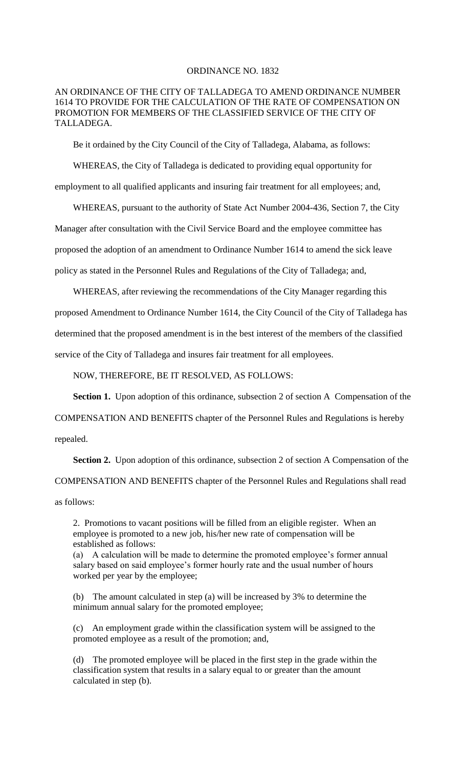# ORDINANCE NO. 1832

AN ORDINANCE OF THE CITY OF TALLADEGA TO AMEND ORDINANCE NUMBER 1614 TO PROVIDE FOR THE CALCULATION OF THE RATE OF COMPENSATION ON PROMOTION FOR MEMBERS OF THE CLASSIFIED SERVICE OF THE CITY OF TALLADEGA.

Be it ordained by the City Council of the City of Talladega, Alabama, as follows:

WHEREAS, the City of Talladega is dedicated to providing equal opportunity for employment to all qualified applicants and insuring fair treatment for all employees; and,

WHEREAS, pursuant to the authority of State Act Number 2004-436, Section 7, the City Manager after consultation with the Civil Service Board and the employee committee has proposed the adoption of an amendment to Ordinance Number 1614 to amend the sick leave policy as stated in the Personnel Rules and Regulations of the City of Talladega; and,

WHEREAS, after reviewing the recommendations of the City Manager regarding this proposed Amendment to Ordinance Number 1614, the City Council of the City of Talladega has determined that the proposed amendment is in the best interest of the members of the classified service of the City of Talladega and insures fair treatment for all employees.

NOW, THEREFORE, BE IT RESOLVED, AS FOLLOWS:

**Section 1.** Upon adoption of this ordinance, subsection 2 of section A Compensation of the COMPENSATION AND BENEFITS chapter of the Personnel Rules and Regulations is hereby repealed.

**Section 2.** Upon adoption of this ordinance, subsection 2 of section A Compensation of the COMPENSATION AND BENEFITS chapter of the Personnel Rules and Regulations shall read as follows:

2. Promotions to vacant positions will be filled from an eligible register. When an employee is promoted to a new job, his/her new rate of compensation will be established as follows:

(a) A calculation will be made to determine the promoted employee's former annual salary based on said employee's former hourly rate and the usual number of hours worked per year by the employee;

(b) The amount calculated in step (a) will be increased by 3% to determine the minimum annual salary for the promoted employee;

(c) An employment grade within the classification system will be assigned to the promoted employee as a result of the promotion; and,

(d) The promoted employee will be placed in the first step in the grade within the classification system that results in a salary equal to or greater than the amount calculated in step (b).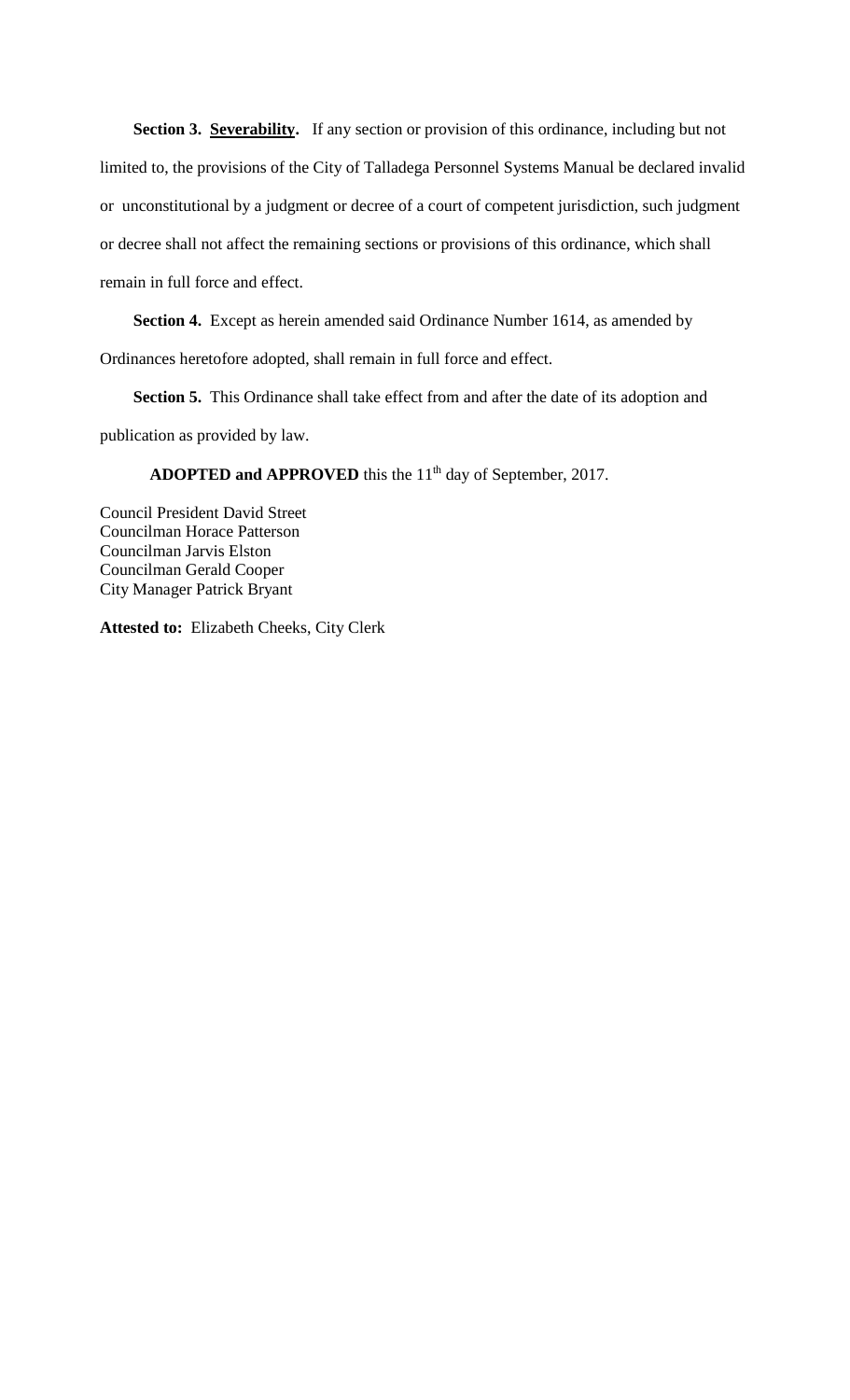**Section 3. Severability.** If any section or provision of this ordinance, including but not limited to, the provisions of the City of Talladega Personnel Systems Manual be declared invalid or unconstitutional by a judgment or decree of a court of competent jurisdiction, such judgment or decree shall not affect the remaining sections or provisions of this ordinance, which shall remain in full force and effect.

**Section 4.** Except as herein amended said Ordinance Number 1614, as amended by Ordinances heretofore adopted, shall remain in full force and effect.

**Section 5.** This Ordinance shall take effect from and after the date of its adoption and publication as provided by law.

**ADOPTED and APPROVED** this the 11th day of September, 2017.

Council President David Street
Councilman Horace Patterson
Councilman Jarvis Elston
Councilman Gerald Cooper
City Manager Patrick Bryant

**Attested to:** Elizabeth Cheeks, City Clerk